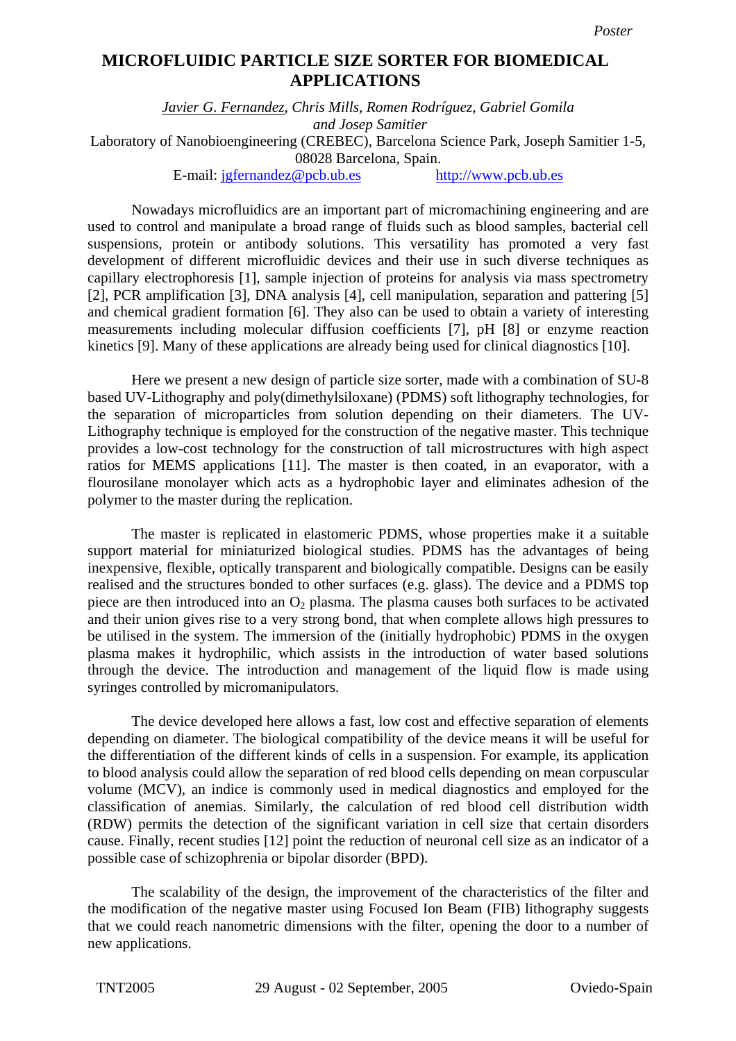Poster

# MICROFLUIDIC PARTICLE SIZE SORTER FOR BIOMEDICAL APPLICATIONS

*Javier G. Fernandez, Chris Mills, Romen Rodríguez, Gabriel Gomila and Josep Samitier*

Laboratory of Nanobioengineering (CREBEC), Barcelona Science Park, Joseph Samitier 1-5, 08028 Barcelona, Spain.

E-mail: jgfernandez@pcb.ub.es http://www.pcb.ub.es

Nowadays microfluidics are an important part of micromachining engineering and are used to control and manipulate a broad range of fluids such as blood samples, bacterial cell suspensions, protein or antibody solutions. This versatility has promoted a very fast development of different microfluidic devices and their use in such diverse techniques as capillary electrophoresis [1], sample injection of proteins for analysis via mass spectrometry [2], PCR amplification [3], DNA analysis [4], cell manipulation, separation and pattering [5] and chemical gradient formation [6]. They also can be used to obtain a variety of interesting measurements including molecular diffusion coefficients [7], pH [8] or enzyme reaction kinetics [9]. Many of these applications are already being used for clinical diagnostics [10].

Here we present a new design of particle size sorter, made with a combination of SU-8 based UV-Lithography and poly(dimethylsiloxane) (PDMS) soft lithography technologies, for the separation of microparticles from solution depending on their diameters. The UV-Lithography technique is employed for the construction of the negative master. This technique provides a low-cost technology for the construction of tall microstructures with high aspect ratios for MEMS applications [11]. The master is then coated, in an evaporator, with a flourosilane monolayer which acts as a hydrophobic layer and eliminates adhesion of the polymer to the master during the replication.

The master is replicated in elastomeric PDMS, whose properties make it a suitable support material for miniaturized biological studies. PDMS has the advantages of being inexpensive, flexible, optically transparent and biologically compatible. Designs can be easily realised and the structures bonded to other surfaces (e.g. glass). The device and a PDMS top piece are then introduced into an $O_2$ plasma. The plasma causes both surfaces to be activated and their union gives rise to a very strong bond, that when complete allows high pressures to be utilised in the system. The immersion of the (initially hydrophobic) PDMS in the oxygen plasma makes it hydrophilic, which assists in the introduction of water based solutions through the device. The introduction and management of the liquid flow is made using syringes controlled by micromanipulators.

The device developed here allows a fast, low cost and effective separation of elements depending on diameter. The biological compatibility of the device means it will be useful for the differentiation of the different kinds of cells in a suspension. For example, its application to blood analysis could allow the separation of red blood cells depending on mean corpuscular volume (MCV), an indice is commonly used in medical diagnostics and employed for the classification of anemias. Similarly, the calculation of red blood cell distribution width (RDW) permits the detection of the significant variation in cell size that certain disorders cause. Finally, recent studies [12] point the reduction of neuronal cell size as an indicator of a possible case of schizophrenia or bipolar disorder (BPD).

The scalability of the design, the improvement of the characteristics of the filter and the modification of the negative master using Focused Ion Beam (FIB) lithography suggests that we could reach nanometric dimensions with the filter, opening the door to a number of new applications.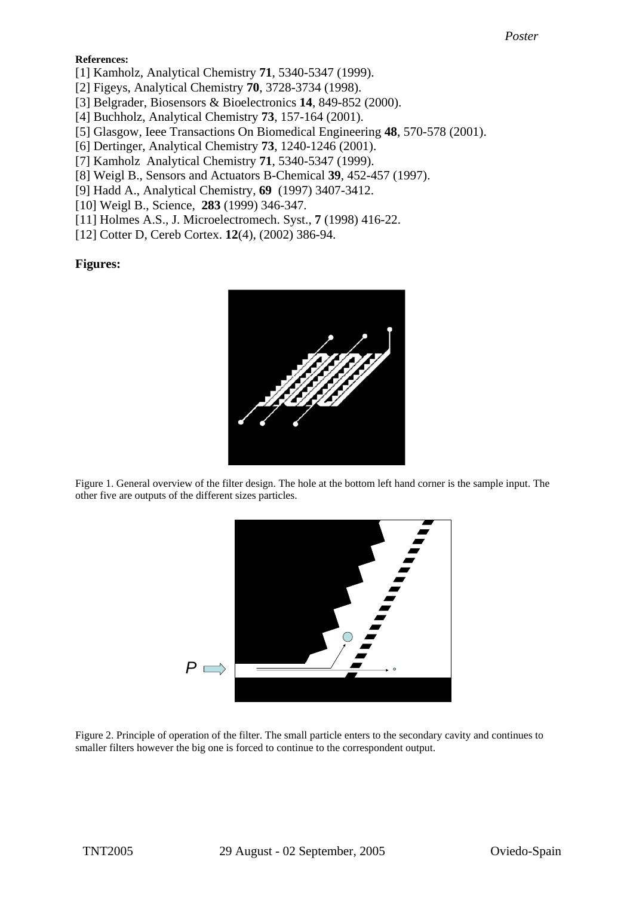**References:**

[1] Kamholz, Analytical Chemistry **71**, 5340-5347 (1999).
[2] Figeys, Analytical Chemistry **70**, 3728-3734 (1998).
[3] Belgrader, Biosensors & Bioelectronics **14**, 849-852 (2000).
[4] Buchholz, Analytical Chemistry **73**, 157-164 (2001).
[5] Glasgow, Ieee Transactions On Biomedical Engineering **48**, 570-578 (2001).
[6] Dertinger, Analytical Chemistry **73**, 1240-1246 (2001).
[7] Kamholz Analytical Chemistry **71**, 5340-5347 (1999).
[8] Weigl B., Sensors and Actuators B-Chemical **39**, 452-457 (1997).
[9] Hadd A., Analytical Chemistry, **69** (1997) 3407-3412.
[10] Weigl B., Science, **283** (1999) 346-347.
[11] Holmes A.S., J. Microelectromech. Syst., **7** (1998) 416-22.
[12] Cotter D, Cereb Cortex. **12**(4), (2002) 386-94.

**Figures:**

Figure 1. General overview of the filter design. The hole at the bottom left hand corner is the sample input. The other five are outputs of the different sizes particles.

P

Figure 2. Principle of operation of the filter. The small particle enters to the secondary cavity and continues to smaller filters however the big one is forced to continue to the correspondent output.